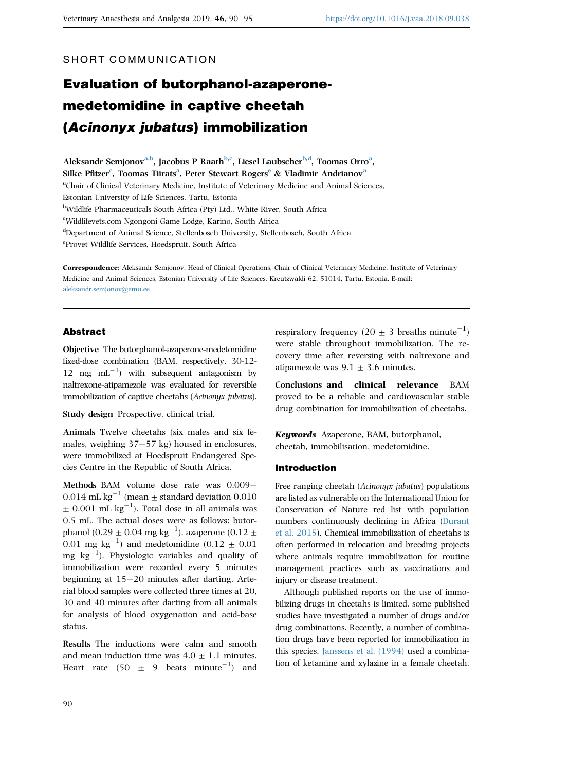SHORT COMMUNICATION

# Evaluation of butorphanol-azaperone-medetomidine in captive cheetah (*Acinonyx jubatus*) immobilization

**Aleksandr Semjonov**[a,b], **Jacobus P Raath**[b,c], **Liesel Laubscher**[b,d], **Toomas Orro**[a], **Silke Pfitzer**[c], **Toomas Tiirats**[a], **Peter Stewart Rogers**[e] & **Vladimir Andrianov**[a]

[a]Chair of Clinical Veterinary Medicine, Institute of Veterinary Medicine and Animal Sciences, Estonian University of Life Sciences, Tartu, Estonia

[b]Wildlife Pharmaceuticals South Africa (Pty) Ltd., White River, South Africa

[c]Wildlifevets.com Ngongoni Game Lodge, Karino, South Africa

[d]Department of Animal Science, Stellenbosch University, Stellenbosch, South Africa

[e]Provet Wildlife Services, Hoedspruit, South Africa

**Correspondence:** Aleksandr Semjonov, Head of Clinical Operations, Chair of Clinical Veterinary Medicine, Institute of Veterinary Medicine and Animal Sciences, Estonian University of Life Sciences, Kreutzwaldi 62, 51014, Tartu, Estonia. E-mail: aleksandr.semjonov@emu.ee

## Abstract

**Objective** The butorphanol-azaperone-medetomidine fixed-dose combination (BAM, respectively, 30-12-12 mg mL$^{-1}$) with subsequent antagonism by naltrexone-atipamezole was evaluated for reversible immobilization of captive cheetahs (*Acinonyx jubatus*).

**Study design** Prospective, clinical trial.

**Animals** Twelve cheetahs (six males and six females, weighing 37−57 kg) housed in enclosures, were immobilized at Hoedspruit Endangered Species Centre in the Republic of South Africa.

**Methods** BAM volume dose rate was 0.009−0.014 mL kg$^{-1}$ (mean ± standard deviation 0.010 ± 0.001 mL kg$^{-1}$). Total dose in all animals was 0.5 mL. The actual doses were as follows: butorphanol (0.29 ± 0.04 mg kg$^{-1}$), azaperone (0.12 ± 0.01 mg kg$^{-1}$) and medetomidine (0.12 ± 0.01 mg kg$^{-1}$). Physiologic variables and quality of immobilization were recorded every 5 minutes beginning at 15−20 minutes after darting. Arterial blood samples were collected three times at 20, 30 and 40 minutes after darting from all animals for analysis of blood oxygenation and acid-base status.

**Results** The inductions were calm and smooth and mean induction time was 4.0 ± 1.1 minutes. Heart rate (50 ± 9 beats minute$^{-1}$) and respiratory frequency (20 ± 3 breaths minute$^{-1}$) were stable throughout immobilization. The recovery time after reversing with naltrexone and atipamezole was 9.1 ± 3.6 minutes.

**Conclusions and clinical relevance** BAM proved to be a reliable and cardiovascular stable drug combination for immobilization of cheetahs.

***Keywords*** Azaperone, BAM, butorphanol, cheetah, immobilisation, medetomidine.

## Introduction

Free ranging cheetah (*Acinonyx jubatus*) populations are listed as vulnerable on the International Union for Conservation of Nature red list with population numbers continuously declining in Africa (Durant et al. 2015). Chemical immobilization of cheetahs is often performed in relocation and breeding projects where animals require immobilization for routine management practices such as vaccinations and injury or disease treatment.

Although published reports on the use of immobilizing drugs in cheetahs is limited, some published studies have investigated a number of drugs and/or drug combinations. Recently, a number of combination drugs have been reported for immobilization in this species. Janssens et al. (1994) used a combination of ketamine and xylazine in a female cheetah.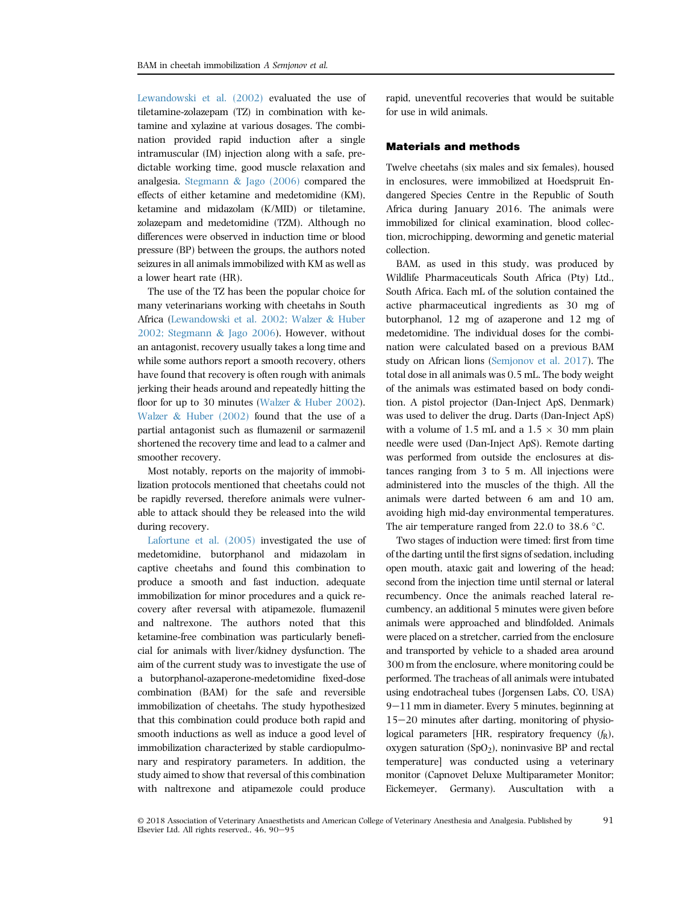Lewandowski et al. (2002) evaluated the use of tiletamine-zolazepam (TZ) in combination with ketamine and xylazine at various dosages. The combination provided rapid induction after a single intramuscular (IM) injection along with a safe, predictable working time, good muscle relaxation and analgesia. Stegmann & Jago (2006) compared the effects of either ketamine and medetomidine (KM), ketamine and midazolam (K/MID) or tiletamine, zolazepam and medetomidine (TZM). Although no differences were observed in induction time or blood pressure (BP) between the groups, the authors noted seizures in all animals immobilized with KM as well as a lower heart rate (HR).

The use of the TZ has been the popular choice for many veterinarians working with cheetahs in South Africa (Lewandowski et al. 2002; Walzer & Huber 2002; Stegmann & Jago 2006). However, without an antagonist, recovery usually takes a long time and while some authors report a smooth recovery, others have found that recovery is often rough with animals jerking their heads around and repeatedly hitting the floor for up to 30 minutes (Walzer & Huber 2002). Walzer & Huber (2002) found that the use of a partial antagonist such as flumazenil or sarmazenil shortened the recovery time and lead to a calmer and smoother recovery.

Most notably, reports on the majority of immobilization protocols mentioned that cheetahs could not be rapidly reversed, therefore animals were vulnerable to attack should they be released into the wild during recovery.

Lafortune et al. (2005) investigated the use of medetomidine, butorphanol and midazolam in captive cheetahs and found this combination to produce a smooth and fast induction, adequate immobilization for minor procedures and a quick recovery after reversal with atipamezole, flumazenil and naltrexone. The authors noted that this ketamine-free combination was particularly beneficial for animals with liver/kidney dysfunction. The aim of the current study was to investigate the use of a butorphanol-azaperone-medetomidine fixed-dose combination (BAM) for the safe and reversible immobilization of cheetahs. The study hypothesized that this combination could produce both rapid and smooth inductions as well as induce a good level of immobilization characterized by stable cardiopulmonary and respiratory parameters. In addition, the study aimed to show that reversal of this combination with naltrexone and atipamezole could produce rapid, uneventful recoveries that would be suitable for use in wild animals.

## Materials and methods

Twelve cheetahs (six males and six females), housed in enclosures, were immobilized at Hoedspruit Endangered Species Centre in the Republic of South Africa during January 2016. The animals were immobilized for clinical examination, blood collection, microchipping, deworming and genetic material collection.

BAM, as used in this study, was produced by Wildlife Pharmaceuticals South Africa (Pty) Ltd., South Africa. Each mL of the solution contained the active pharmaceutical ingredients as 30 mg of butorphanol, 12 mg of azaperone and 12 mg of medetomidine. The individual doses for the combination were calculated based on a previous BAM study on African lions (Semjonov et al. 2017). The total dose in all animals was 0.5 mL. The body weight of the animals was estimated based on body condition. A pistol projector (Dan-Inject ApS, Denmark) was used to deliver the drug. Darts (Dan-Inject ApS) with a volume of 1.5 mL and a $1.5 \times 30$ mm plain needle were used (Dan-Inject ApS). Remote darting was performed from outside the enclosures at distances ranging from 3 to 5 m. All injections were administered into the muscles of the thigh. All the animals were darted between 6 am and 10 am, avoiding high mid-day environmental temperatures. The air temperature ranged from 22.0 to 38.6 °C.

Two stages of induction were timed: first from time of the darting until the first signs of sedation, including open mouth, ataxic gait and lowering of the head; second from the injection time until sternal or lateral recumbency. Once the animals reached lateral recumbency, an additional 5 minutes were given before animals were approached and blindfolded. Animals were placed on a stretcher, carried from the enclosure and transported by vehicle to a shaded area around 300 m from the enclosure, where monitoring could be performed. The tracheas of all animals were intubated using endotracheal tubes (Jorgensen Labs, CO, USA) 9–11 mm in diameter. Every 5 minutes, beginning at 15–20 minutes after darting, monitoring of physiological parameters [HR, respiratory frequency ($f_R$), oxygen saturation ($SpO_2$), noninvasive BP and rectal temperature] was conducted using a veterinary monitor (Capnovet Deluxe Multiparameter Monitor; Eickemeyer, Germany). Auscultation with a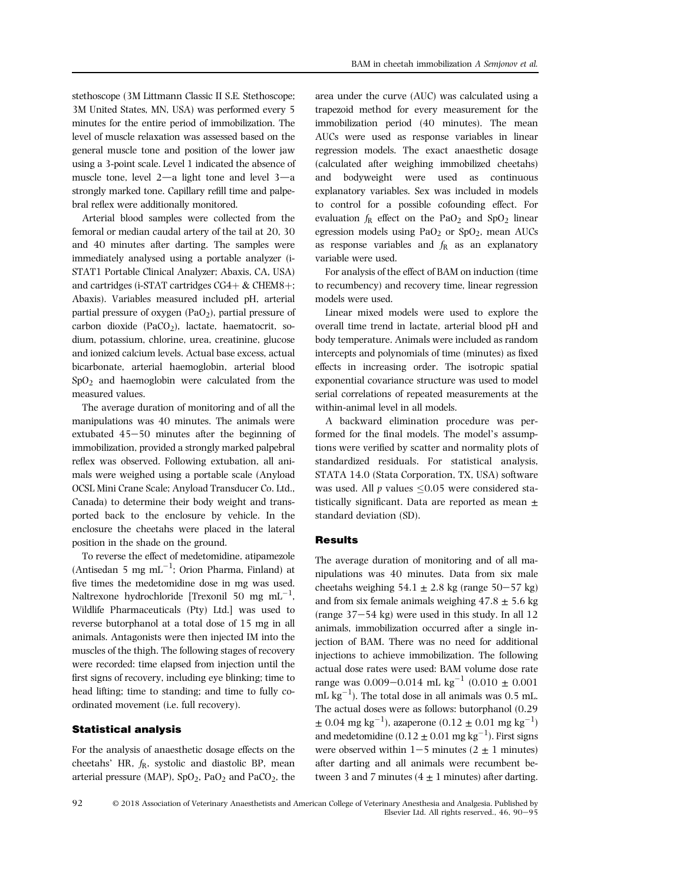stethoscope (3M Littmann Classic II S.E. Stethoscope; 3M United States, MN, USA) was performed every 5 minutes for the entire period of immobilization. The level of muscle relaxation was assessed based on the general muscle tone and position of the lower jaw using a 3-point scale. Level 1 indicated the absence of muscle tone, level 2—a light tone and level 3—a strongly marked tone. Capillary refill time and palpebral reflex were additionally monitored.

Arterial blood samples were collected from the femoral or median caudal artery of the tail at 20, 30 and 40 minutes after darting. The samples were immediately analysed using a portable analyzer (i-STAT1 Portable Clinical Analyzer; Abaxis, CA, USA) and cartridges (i-STAT cartridges CG4+ & CHEM8+; Abaxis). Variables measured included pH, arterial partial pressure of oxygen ($PaO_2$), partial pressure of carbon dioxide ($PaCO_2$), lactate, haematocrit, sodium, potassium, chlorine, urea, creatinine, glucose and ionized calcium levels. Actual base excess, actual bicarbonate, arterial haemoglobin, arterial blood $SpO_2$ and haemoglobin were calculated from the measured values.

The average duration of monitoring and of all the manipulations was 40 minutes. The animals were extubated 45−50 minutes after the beginning of immobilization, provided a strongly marked palpebral reflex was observed. Following extubation, all animals were weighed using a portable scale (Anyload OCSL Mini Crane Scale; Anyload Transducer Co. Ltd., Canada) to determine their body weight and transported back to the enclosure by vehicle. In the enclosure the cheetahs were placed in the lateral position in the shade on the ground.

To reverse the effect of medetomidine, atipamezole (Antisedan 5 mg $mL^{-1}$; Orion Pharma, Finland) at five times the medetomidine dose in mg was used. Naltrexone hydrochloride [Trexonil 50 mg $mL^{-1}$, Wildlife Pharmaceuticals (Pty) Ltd.] was used to reverse butorphanol at a total dose of 15 mg in all animals. Antagonists were then injected IM into the muscles of the thigh. The following stages of recovery were recorded: time elapsed from injection until the first signs of recovery, including eye blinking; time to head lifting; time to standing; and time to fully coordinated movement (i.e. full recovery).

### Statistical analysis

For the analysis of anaesthetic dosage effects on the cheetahs' HR, $f_R$, systolic and diastolic BP, mean arterial pressure (MAP), $SpO_2$, $PaO_2$ and $PaCO_2$, the area under the curve (AUC) was calculated using a trapezoid method for every measurement for the immobilization period (40 minutes). The mean AUCs were used as response variables in linear regression models. The exact anaesthetic dosage (calculated after weighing immobilized cheetahs) and bodyweight were used as continuous explanatory variables. Sex was included in models to control for a possible cofounding effect. For evaluation $f_R$ effect on the $PaO_2$ and $SpO_2$ linear egression models using $PaO_2$ or $SpO_2$, mean AUCs as response variables and $f_R$ as an explanatory variable were used.

For analysis of the effect of BAM on induction (time to recumbency) and recovery time, linear regression models were used.

Linear mixed models were used to explore the overall time trend in lactate, arterial blood pH and body temperature. Animals were included as random intercepts and polynomials of time (minutes) as fixed effects in increasing order. The isotropic spatial exponential covariance structure was used to model serial correlations of repeated measurements at the within-animal level in all models.

A backward elimination procedure was performed for the final models. The model's assumptions were verified by scatter and normality plots of standardized residuals. For statistical analysis, STATA 14.0 (Stata Corporation, TX, USA) software was used. All *p* values $\leq 0.05$ were considered statistically significant. Data are reported as mean $\pm$ standard deviation (SD).

## Results

The average duration of monitoring and of all manipulations was 40 minutes. Data from six male cheetahs weighing $54.1 \pm 2.8$ kg (range 50−57 kg) and from six female animals weighing $47.8 \pm 5.6$ kg (range 37−54 kg) were used in this study. In all 12 animals, immobilization occurred after a single injection of BAM. There was no need for additional injections to achieve immobilization. The following actual dose rates were used: BAM volume dose rate range was 0.009−0.014 mL $kg^{-1}$ ($0.010 \pm 0.001$ mL $kg^{-1}$). The total dose in all animals was 0.5 mL. The actual doses were as follows: butorphanol ($0.29 \pm 0.04$ mg $kg^{-1}$), azaperone ($0.12 \pm 0.01$ mg $kg^{-1}$) and medetomidine ($0.12 \pm 0.01$ mg $kg^{-1}$). First signs were observed within 1−5 minutes ($2 \pm 1$ minutes) after darting and all animals were recumbent between 3 and 7 minutes ($4 \pm 1$ minutes) after darting.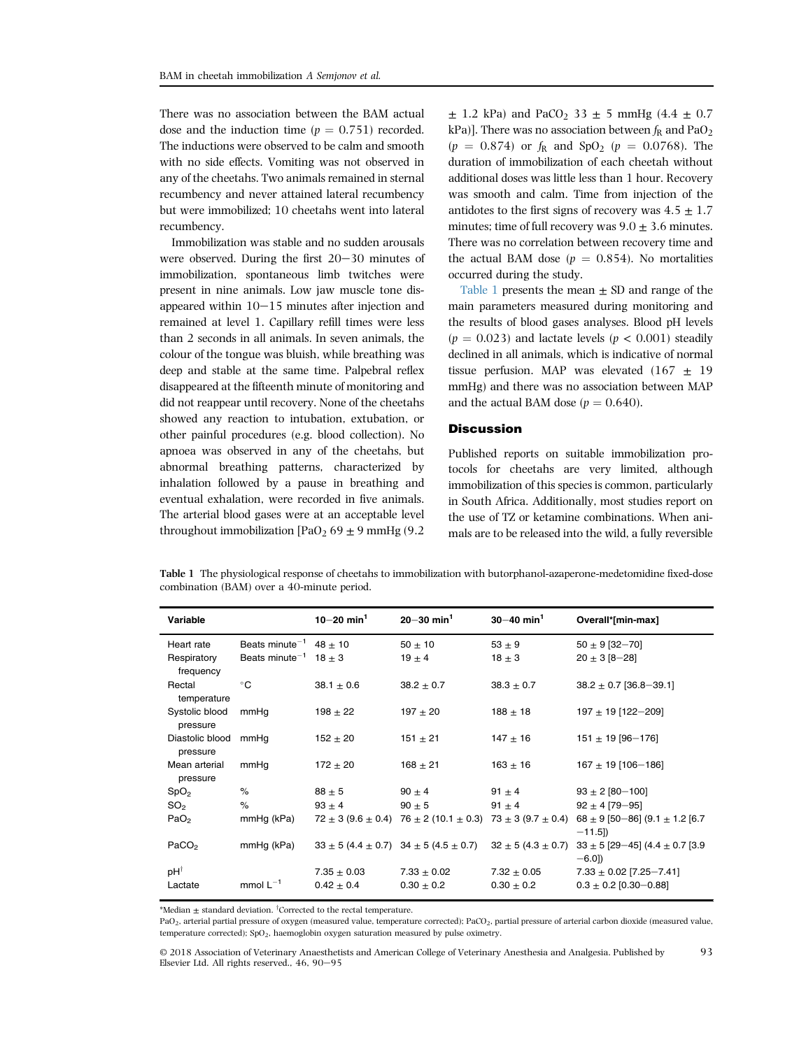There was no association between the BAM actual dose and the induction time ($p = 0.751$) recorded. The inductions were observed to be calm and smooth with no side effects. Vomiting was not observed in any of the cheetahs. Two animals remained in sternal recumbency and never attained lateral recumbency but were immobilized; 10 cheetahs went into lateral recumbency.

Immobilization was stable and no sudden arousals were observed. During the first 20−30 minutes of immobilization, spontaneous limb twitches were present in nine animals. Low jaw muscle tone disappeared within 10−15 minutes after injection and remained at level 1. Capillary refill times were less than 2 seconds in all animals. In seven animals, the colour of the tongue was bluish, while breathing was deep and stable at the same time. Palpebral reflex disappeared at the fifteenth minute of monitoring and did not reappear until recovery. None of the cheetahs showed any reaction to intubation, extubation, or other painful procedures (e.g. blood collection). No apnoea was observed in any of the cheetahs, but abnormal breathing patterns, characterized by inhalation followed by a pause in breathing and eventual exhalation, were recorded in five animals. The arterial blood gases were at an acceptable level throughout immobilization [$PaO_2$ 69 ± 9 mmHg (9.2 ± 1.2 kPa) and $PaCO_2$ 33 ± 5 mmHg (4.4 ± 0.7 kPa)]. There was no association between $f_R$ and $PaO_2$ ($p = 0.874$) or $f_R$ and $SpO_2$ ($p = 0.0768$). The duration of immobilization of each cheetah without additional doses was little less than 1 hour. Recovery was smooth and calm. Time from injection of the antidotes to the first signs of recovery was 4.5 ± 1.7 minutes; time of full recovery was 9.0 ± 3.6 minutes. There was no correlation between recovery time and the actual BAM dose ($p = 0.854$). No mortalities occurred during the study.

Table 1 presents the mean ± SD and range of the main parameters measured during monitoring and the results of blood gases analyses. Blood pH levels ($p = 0.023$) and lactate levels ($p < 0.001$) steadily declined in all animals, which is indicative of normal tissue perfusion. MAP was elevated (167 ± 19 mmHg) and there was no association between MAP and the actual BAM dose ($p = 0.640$).

## Discussion

Published reports on suitable immobilization protocols for cheetahs are very limited, although immobilization of this species is common, particularly in South Africa. Additionally, most studies report on the use of TZ or ketamine combinations. When animals are to be released into the wild, a fully reversible

**Table 1** The physiological response of cheetahs to immobilization with butorphanol-azaperone-medetomidine fixed-dose combination (BAM) over a 40-minute period.

| Variable | | 10−20 min[1] | 20−30 min[1] | 30−40 min[1] | Overall*[min-max] |
|---|---|---|---|---|---|
| Heart rate | Beats minute$^{-1}$ | 48 ± 10 | 50 ± 10 | 53 ± 9 | 50 ± 9 [32−70] |
| Respiratory frequency | Beats minute$^{-1}$ | 18 ± 3 | 19 ± 4 | 18 ± 3 | 20 ± 3 [8−28] |
| Rectal temperature | °C | 38.1 ± 0.6 | 38.2 ± 0.7 | 38.3 ± 0.7 | 38.2 ± 0.7 [36.8−39.1] |
| Systolic blood pressure | mmHg | 198 ± 22 | 197 ± 20 | 188 ± 18 | 197 ± 19 [122−209] |
| Diastolic blood pressure | mmHg | 152 ± 20 | 151 ± 21 | 147 ± 16 | 151 ± 19 [96−176] |
| Mean arterial pressure | mmHg | 172 ± 20 | 168 ± 21 | 163 ± 16 | 167 ± 19 [106−186] |
| $SpO_2$ | % | 88 ± 5 | 90 ± 4 | 91 ± 4 | 93 ± 2 [80−100] |
| $SO_2$ | % | 93 ± 4 | 90 ± 5 | 91 ± 4 | 92 ± 4 [79−95] |
| $PaO_2$ | mmHg (kPa) | 72 ± 3 (9.6 ± 0.4) | 76 ± 2 (10.1 ± 0.3) | 73 ± 3 (9.7 ± 0.4) | 68 ± 9 [50−86] (9.1 ± 1.2 [6.7−11.5]) |
| $PaCO_2$ | mmHg (kPa) | 33 ± 5 (4.4 ± 0.7) | 34 ± 5 (4.5 ± 0.7) | 32 ± 5 (4.3 ± 0.7) | 33 ± 5 [29−45] (4.4 ± 0.7 [3.9−6.0]) |
| pH[†] | | 7.35 ± 0.03 | 7.33 ± 0.02 | 7.32 ± 0.05 | 7.33 ± 0.02 [7.25−7.41] |
| Lactate | mmol L$^{-1}$ | 0.42 ± 0.4 | 0.30 ± 0.2 | 0.30 ± 0.2 | 0.3 ± 0.2 [0.30−0.88] |

*Median ± standard deviation. [†]Corrected to the rectal temperature.

$PaO_2$, arterial partial pressure of oxygen (measured value, temperature corrected); $PaCO_2$, partial pressure of arterial carbon dioxide (measured value, temperature corrected); $SpO_2$, haemoglobin oxygen saturation measured by pulse oximetry.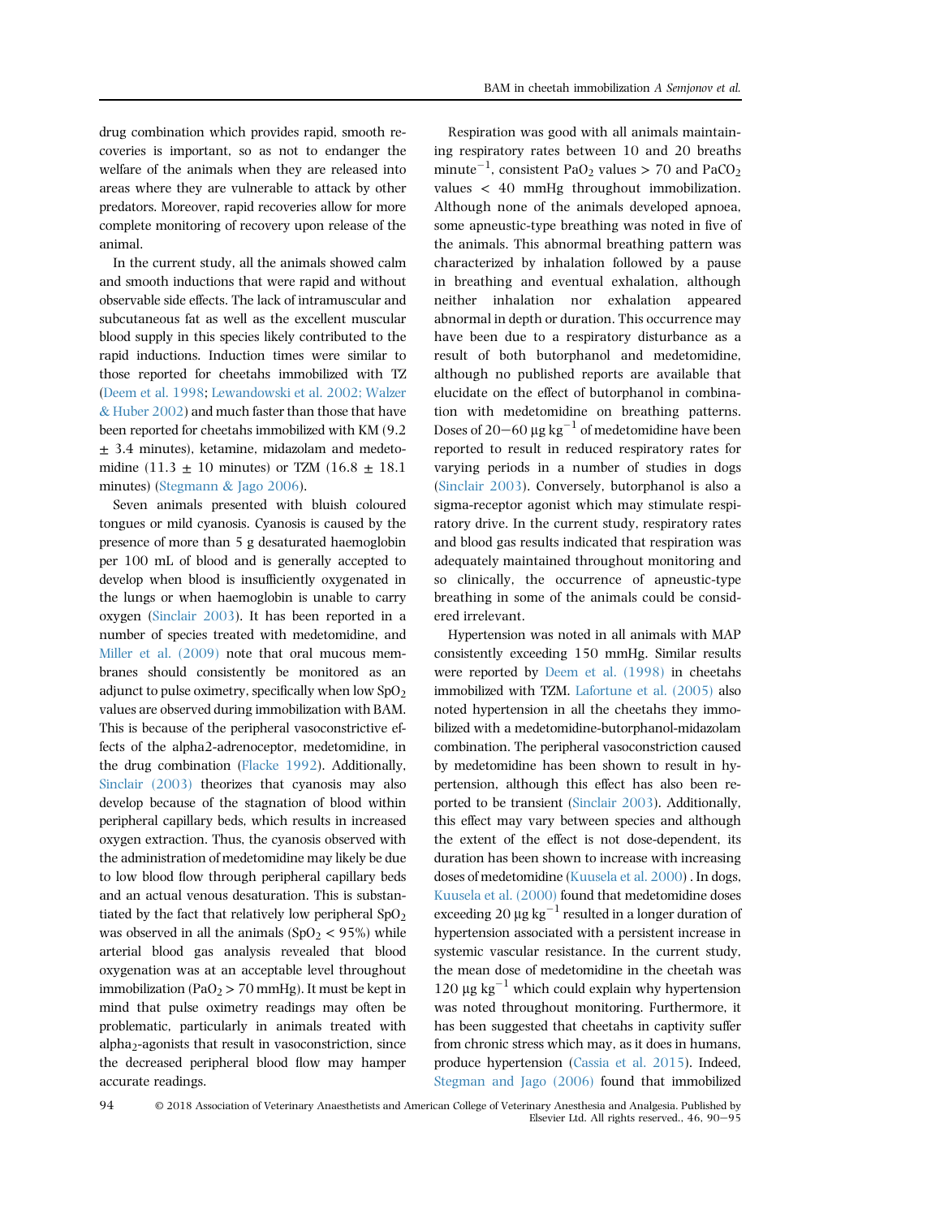drug combination which provides rapid, smooth recoveries is important, so as not to endanger the welfare of the animals when they are released into areas where they are vulnerable to attack by other predators. Moreover, rapid recoveries allow for more complete monitoring of recovery upon release of the animal.

In the current study, all the animals showed calm and smooth inductions that were rapid and without observable side effects. The lack of intramuscular and subcutaneous fat as well as the excellent muscular blood supply in this species likely contributed to the rapid inductions. Induction times were similar to those reported for cheetahs immobilized with TZ (Deem et al. 1998; Lewandowski et al. 2002; Walzer & Huber 2002) and much faster than those that have been reported for cheetahs immobilized with KM (9.2 ± 3.4 minutes), ketamine, midazolam and medetomidine (11.3 ± 10 minutes) or TZM (16.8 ± 18.1 minutes) (Stegmann & Jago 2006).

Seven animals presented with bluish coloured tongues or mild cyanosis. Cyanosis is caused by the presence of more than 5 g desaturated haemoglobin per 100 mL of blood and is generally accepted to develop when blood is insufficiently oxygenated in the lungs or when haemoglobin is unable to carry oxygen (Sinclair 2003). It has been reported in a number of species treated with medetomidine, and Miller et al. (2009) note that oral mucous membranes should consistently be monitored as an adjunct to pulse oximetry, specifically when low $SpO_2$ values are observed during immobilization with BAM. This is because of the peripheral vasoconstrictive effects of the alpha2-adrenoceptor, medetomidine, in the drug combination (Flacke 1992). Additionally, Sinclair (2003) theorizes that cyanosis may also develop because of the stagnation of blood within peripheral capillary beds, which results in increased oxygen extraction. Thus, the cyanosis observed with the administration of medetomidine may likely be due to low blood flow through peripheral capillary beds and an actual venous desaturation. This is substantiated by the fact that relatively low peripheral $SpO_2$ was observed in all the animals ($SpO_2$ < 95%) while arterial blood gas analysis revealed that blood oxygenation was at an acceptable level throughout immobilization ($PaO_2$ > 70 mmHg). It must be kept in mind that pulse oximetry readings may often be problematic, particularly in animals treated with $alpha_2$-agonists that result in vasoconstriction, since the decreased peripheral blood flow may hamper accurate readings.

Respiration was good with all animals maintaining respiratory rates between 10 and 20 breaths $minute^{-1}$, consistent $PaO_2$ values > 70 and $PaCO_2$ values < 40 mmHg throughout immobilization. Although none of the animals developed apnoea, some apneustic-type breathing was noted in five of the animals. This abnormal breathing pattern was characterized by inhalation followed by a pause in breathing and eventual exhalation, although neither inhalation nor exhalation appeared abnormal in depth or duration. This occurrence may have been due to a respiratory disturbance as a result of both butorphanol and medetomidine, although no published reports are available that elucidate on the effect of butorphanol in combination with medetomidine on breathing patterns. Doses of 20−60 μg $kg^{-1}$ of medetomidine have been reported to result in reduced respiratory rates for varying periods in a number of studies in dogs (Sinclair 2003). Conversely, butorphanol is also a sigma-receptor agonist which may stimulate respiratory drive. In the current study, respiratory rates and blood gas results indicated that respiration was adequately maintained throughout monitoring and so clinically, the occurrence of apneustic-type breathing in some of the animals could be considered irrelevant.

Hypertension was noted in all animals with MAP consistently exceeding 150 mmHg. Similar results were reported by Deem et al. (1998) in cheetahs immobilized with TZM. Lafortune et al. (2005) also noted hypertension in all the cheetahs they immobilized with a medetomidine-butorphanol-midazolam combination. The peripheral vasoconstriction caused by medetomidine has been shown to result in hypertension, although this effect has also been reported to be transient (Sinclair 2003). Additionally, this effect may vary between species and although the extent of the effect is not dose-dependent, its duration has been shown to increase with increasing doses of medetomidine (Kuusela et al. 2000) . In dogs, Kuusela et al. (2000) found that medetomidine doses exceeding 20 μg $kg^{-1}$ resulted in a longer duration of hypertension associated with a persistent increase in systemic vascular resistance. In the current study, the mean dose of medetomidine in the cheetah was 120 μg $kg^{-1}$ which could explain why hypertension was noted throughout monitoring. Furthermore, it has been suggested that cheetahs in captivity suffer from chronic stress which may, as it does in humans, produce hypertension (Cassia et al. 2015). Indeed, Stegman and Jago (2006) found that immobilized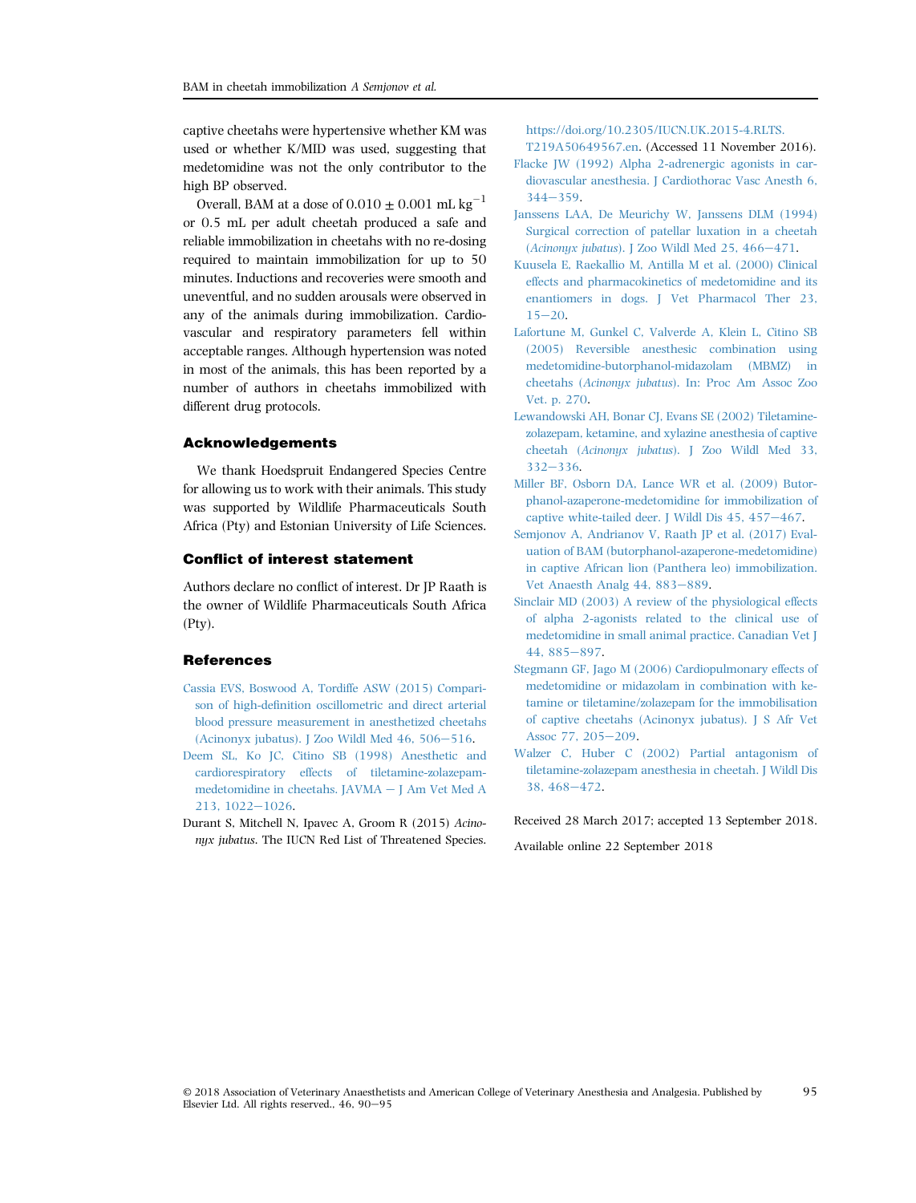captive cheetahs were hypertensive whether KM was used or whether K/MID was used, suggesting that medetomidine was not the only contributor to the high BP observed.

Overall, BAM at a dose of $0.010 \pm 0.001$ mL kg$^{-1}$ or 0.5 mL per adult cheetah produced a safe and reliable immobilization in cheetahs with no re-dosing required to maintain immobilization for up to 50 minutes. Inductions and recoveries were smooth and uneventful, and no sudden arousals were observed in any of the animals during immobilization. Cardiovascular and respiratory parameters fell within acceptable ranges. Although hypertension was noted in most of the animals, this has been reported by a number of authors in cheetahs immobilized with different drug protocols.

## Acknowledgements

We thank Hoedspruit Endangered Species Centre for allowing us to work with their animals. This study was supported by Wildlife Pharmaceuticals South Africa (Pty) and Estonian University of Life Sciences.

## Conflict of interest statement

Authors declare no conflict of interest. Dr JP Raath is the owner of Wildlife Pharmaceuticals South Africa (Pty).

## References

Cassia EVS, Boswood A, Tordiffe ASW (2015) Comparison of high-definition oscillometric and direct arterial blood pressure measurement in anesthetized cheetahs (Acinonyx jubatus). J Zoo Wildl Med 46, 506−516.

Deem SL, Ko JC, Citino SB (1998) Anesthetic and cardiorespiratory effects of tiletamine-zolazepam-medetomidine in cheetahs. JAVMA − J Am Vet Med A 213, 1022−1026.

Durant S, Mitchell N, Ipavec A, Groom R (2015) *Acinonyx jubatus*. The IUCN Red List of Threatened Species. https://doi.org/10.2305/IUCN.UK.2015-4.RLTS.T219A50649567.en. (Accessed 11 November 2016).

Flacke JW (1992) Alpha 2-adrenergic agonists in cardiovascular anesthesia. J Cardiothorac Vasc Anesth 6, 344−359.

Janssens LAA, De Meurichy W, Janssens DLM (1994) Surgical correction of patellar luxation in a cheetah (*Acinonyx jubatus*). J Zoo Wildl Med 25, 466−471.

Kuusela E, Raekallio M, Antilla M et al. (2000) Clinical effects and pharmacokinetics of medetomidine and its enantiomers in dogs. J Vet Pharmacol Ther 23, 15−20.

Lafortune M, Gunkel C, Valverde A, Klein L, Citino SB (2005) Reversible anesthetic combination using medetomidine-butorphanol-midazolam (MBMZ) in cheetahs (*Acinonyx jubatus*). In: Proc Am Assoc Zoo Vet. p. 270.

Lewandowski AH, Bonar CJ, Evans SE (2002) Tiletamine-zolazepam, ketamine, and xylazine anesthesia of captive cheetah (*Acinonyx jubatus*). J Zoo Wildl Med 33, 332−336.

Miller BF, Osborn DA, Lance WR et al. (2009) Butorphanol-azaperone-medetomidine for immobilization of captive white-tailed deer. J Wildl Dis 45, 457−467.

Semjonov A, Andrianov V, Raath JP et al. (2017) Evaluation of BAM (butorphanol-azaperone-medetomidine) in captive African lion (Panthera leo) immobilization. Vet Anaesth Analg 44, 883−889.

Sinclair MD (2003) A review of the physiological effects of alpha 2-agonists related to the clinical use of medetomidine in small animal practice. Canadian Vet J 44, 885−897.

Stegmann GF, Jago M (2006) Cardiopulmonary effects of medetomidine or midazolam in combination with ketamine or tiletamine/zolazepam for the immobilisation of captive cheetahs (Acinonyx jubatus). J S Afr Vet Assoc 77, 205−209.

Walzer C, Huber C (2002) Partial antagonism of tiletamine-zolazepam anesthesia in cheetah. J Wildl Dis 38, 468−472.

Received 28 March 2017; accepted 13 September 2018.

Available online 22 September 2018